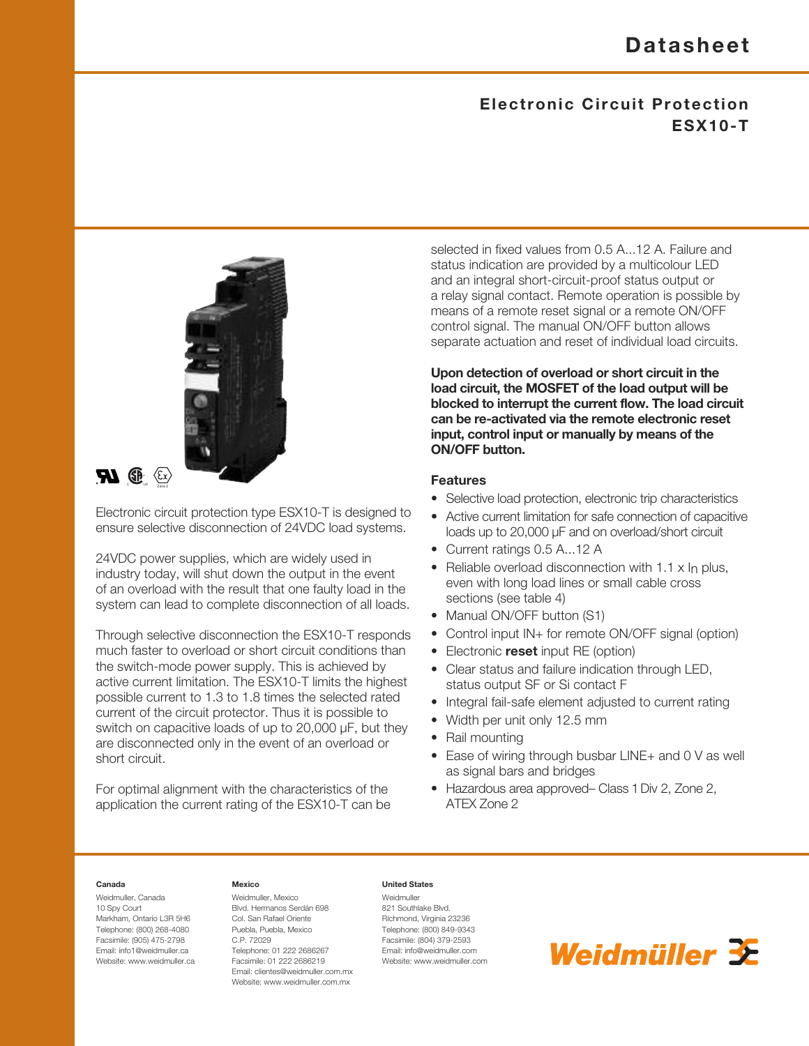# Datasheet

## Electronic Circuit Protection ESX10-T

Electronic circuit protection type ESX10-T is designed to ensure selective disconnection of 24VDC load systems.

24VDC power supplies, which are widely used in industry today, will shut down the output in the event of an overload with the result that one faulty load in the system can lead to complete disconnection of all loads.

Through selective disconnection the ESX10-T responds much faster to overload or short circuit conditions than the switch-mode power supply. This is achieved by active current limitation. The ESX10-T limits the highest possible current to 1.3 to 1.8 times the selected rated current of the circuit protector. Thus it is possible to switch on capacitive loads of up to 20,000 µF, but they are disconnected only in the event of an overload or short circuit.

For optimal alignment with the characteristics of the application the current rating of the ESX10-T can be selected in fixed values from 0.5 A...12 A. Failure and status indication are provided by a multicolour LED and an integral short-circuit-proof status output or a relay signal contact. Remote operation is possible by means of a remote reset signal or a remote ON/OFF control signal. The manual ON/OFF button allows separate actuation and reset of individual load circuits.

**Upon detection of overload or short circuit in the load circuit, the MOSFET of the load output will be blocked to interrupt the current flow. The load circuit can be re-activated via the remote electronic reset input, control input or manually by means of the ON/OFF button.**

### Features

- Selective load protection, electronic trip characteristics
- Active current limitation for safe connection of capacitive loads up to 20,000 µF and on overload/short circuit
- Current ratings 0.5 A...12 A
- Reliable overload disconnection with 1.1 x $I_n$ plus, even with long load lines or small cable cross sections (see table 4)
- Manual ON/OFF button (S1)
- Control input IN+ for remote ON/OFF signal (option)
- Electronic **reset** input RE (option)
- Clear status and failure indication through LED, status output SF or Si contact F
- Integral fail-safe element adjusted to current rating
- Width per unit only 12.5 mm
- Rail mounting
- Ease of wiring through busbar LINE+ and 0 V as well as signal bars and bridges
- Hazardous area approved– Class 1 Div 2, Zone 2, ATEX Zone 2

**Canada**
Weidmuller, Canada
10 Spy Court
Markham, Ontario L3R 5H6
Telephone: (800) 268-4080
Facsimile: (905) 475-2798
Email: info1@weidmuller.ca
Website: www.weidmuller.ca

**Mexico**
Weidmuller, Mexico
Blvd. Hermanos Serdán 698
Col. San Rafael Oriente
Puebla, Puebla, Mexico
C.P. 72029
Telephone: 01 222 2686267
Facsimile: 01 222 2686219
Email: clientes@weidmuller.com.mx
Website: www.weidmuller.com.mx

**United States**
Weidmuller
821 Southlake Blvd.
Richmond, Virginia 23236
Telephone: (800) 849-9343
Facsimile: (804) 379-2593
Email: info@weidmuller.com
Website: www.weidmuller.com

Weidmüller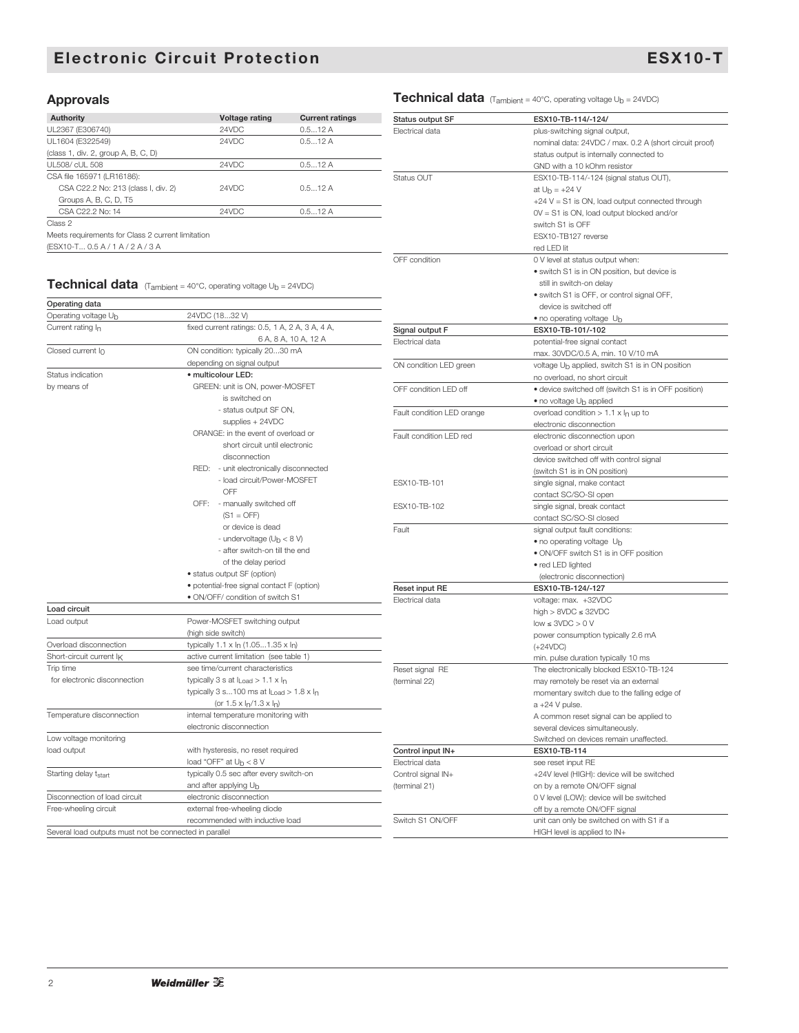# Electronic Circuit Protection — ESX10-T

## Approvals

| Authority | Voltage rating | Current ratings |
|---|---|---|
| UL2367 (E306740) | 24VDC | 0.5...12 A |
| UL1604 (E322549) (class 1, div. 2, group A, B, C, D) | 24VDC | 0.5...12 A |
| UL508/ cUL 508 | 24VDC | 0.5...12 A |
| CSA file 165971 (LR16186): | | |
| CSA C22.2 No: 213 (class I, div. 2) Groups A, B, C, D, T5 | 24VDC | 0.5...12 A |
| CSA C22.2 No: 14 | 24VDC | 0.5...12 A |

Class 2
Meets requirements for Class 2 current limitation
(ESX10-T... 0.5 A / 1 A / 2 A / 3 A

## Technical data ($T_{ambient}$ = 40°C, operating voltage $U_b$ = 24VDC)

| Operating data | |
|---|---|
| Operating voltage $U_b$ | 24VDC (18...32 V) |
| Current rating $I_n$ | fixed current ratings: 0.5, 1 A, 2 A, 3 A, 4 A, 6 A, 8 A, 10 A, 12 A |
| Closed current $I_0$ | ON condition: typically 20...30 mA depending on signal output |
| Status indication by means of | • multicolour LED:<br>GREEN: unit is ON, power-MOSFET is switched on - status output SF ON, supplies + 24VDC<br>ORANGE: in the event of overload or short circuit until electronic disconnection<br>RED: - unit electronically disconnected - load circuit/Power-MOSFET OFF<br>OFF: - manually switched off (S1 = OFF) or device is dead - undervoltage ($U_b$ < 8 V) - after switch-on till the end of the delay period<br>• status output SF (option)<br>• potential-free signal contact F (option)<br>• ON/OFF/ condition of switch S1 |
| **Load circuit** | |
| Load output | Power-MOSFET switching output (high side switch) |
| Overload disconnection | typically 1.1 x $I_n$ (1.05...1.35 x $I_n$) |
| Short-circuit current $I_K$ | active current limitation (see table 1) |
| Trip time for electronic disconnection | see time/current characteristics<br>typically 3 s at $I_{Load}$ > 1.1 x $I_n$<br>typically 3 s...100 ms at $I_{Load}$ > 1.8 x $I_n$ (or 1.5 x $I_n$/1.3 x $I_n$) |
| Temperature disconnection | internal temperature monitoring with electronic disconnection |
| Low voltage monitoring load output | with hysteresis, no reset required load "OFF" at $U_b$ < 8 V |
| Starting delay $t_{start}$ | typically 0.5 sec after every switch-on and after applying $U_b$ |
| Disconnection of load circuit | electronic disconnection |
| Free-wheeling circuit | external free-wheeling diode recommended with inductive load |

Several load outputs must not be connected in parallel

## Technical data ($T_{ambient}$ = 40°C, operating voltage $U_b$ = 24VDC)

| Status output SF | ESX10-TB-114/-124/ |
|---|---|
| Electrical data | plus-switching signal output, nominal data: 24VDC / max. 0.2 A (short circuit proof) status output is internally connected to GND with a 10 kOhm resistor |
| Status OUT | ESX10-TB-114/-124 (signal status OUT), at $U_b$ = +24 V<br>+24 V = S1 is ON, load output connected through<br>0V = S1 is ON, load output blocked and/or switch S1 is OFF<br>ESX10-TB127 reverse<br>red LED lit |
| OFF condition | 0 V level at status output when:<br>• switch S1 is in ON position, but device is still in switch-on delay<br>• switch S1 is OFF, or control signal OFF, device is switched off<br>• no operating voltage $U_b$ |
| **Signal output F** | **ESX10-TB-101/-102** |
| Electrical data | potential-free signal contact max. 30VDC/0.5 A, min. 10 V/10 mA |
| ON condition LED green | voltage $U_b$ applied, switch S1 is in ON position no overload, no short circuit |
| OFF condition LED off | • device switched off (switch S1 is in OFF position)<br>• no voltage $U_b$ applied |
| Fault condition LED orange | overload condition > 1.1 x $I_n$ up to electronic disconnection |
| Fault condition LED red | electronic disconnection upon overload or short circuit<br>device switched off with control signal (switch S1 is in ON position) |
| ESX10-TB-101 | single signal, make contact contact SC/SO-SI open |
| ESX10-TB-102 | single signal, break contact contact SC/SO-SI closed |
| Fault | signal output fault conditions:<br>• no operating voltage $U_b$<br>• ON/OFF switch S1 is in OFF position<br>• red LED lighted (electronic disconnection) |
| **Reset input RE** | **ESX10-TB-124/-127** |
| Electrical data | voltage: max. +32VDC<br>high > 8VDC ≤ 32VDC<br>low ≤ 3VDC > 0 V<br>power consumption typically 2.6 mA (+24VDC)<br>min. pulse duration typically 10 ms |
| Reset signal RE (terminal 22) | The electronically blocked ESX10-TB-124 may remotely be reset via an external momentary switch due to the falling edge of a +24 V pulse.<br>A common reset signal can be applied to several devices simultaneously.<br>Switched on devices remain unaffected. |
| **Control input IN+** | **ESX10-TB-114** |
| Electrical data | see reset input RE |
| Control signal IN+ (terminal 21) | +24V level (HIGH): device will be switched on by a remote ON/OFF signal<br>0 V level (LOW): device will be switched off by a remote ON/OFF signal |
| Switch S1 ON/OFF | unit can only be switched on with S1 if a HIGH level is applied to IN+ |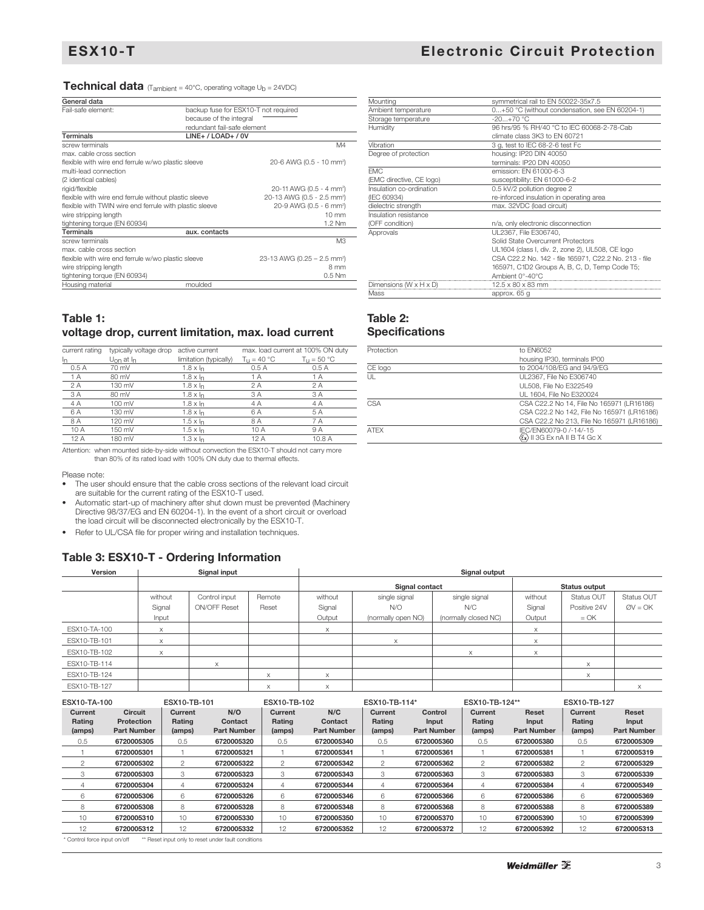# ESX10-T — Electronic Circuit Protection

## Technical data ($T_{ambient}$ = 40°C, operating voltage $U_b$ = 24VDC)

| General data | | |
|---|---|---|
| Fail-safe element: | backup fuse for ESX10-T not required because of the integral redundant fail-safe element | |
| **Terminals** | **LINE+ / LOAD+ / 0V** | |
| screw terminals | | M4 |
| max. cable cross section | | |
| flexible with wire end ferrule w/wo plastic sleeve | | 20-6 AWG (0.5 - 10 mm²) |
| multi-lead connection (2 identical cables) | | |
| rigid/flexible | | 20-11 AWG (0.5 - 4 mm²) |
| flexible with wire end ferrule without plastic sleeve | | 20-13 AWG (0.5 - 2.5 mm²) |
| flexible with TWIN wire end ferrule with plastic sleeve | | 20-9 AWG (0.5 - 6 mm²) |
| wire stripping length | | 10 mm |
| tightening torque (EN 60934) | | 1.2 Nm |
| **Terminals** | **aux. contacts** | |
| screw terminals | | M3 |
| max. cable cross section | | |
| flexible with wire end ferrule w/wo plastic sleeve | | 23-13 AWG (0.25 – 2.5 mm²) |
| wire stripping length | | 8 mm |
| tightening torque (EN 60934) | | 0.5 Nm |
| Housing material | moulded | |

| | |
|---|---|
| Mounting | symmetrical rail to EN 50022-35x7.5 |
| Ambient temperature | 0...+50 °C (without condensation, see EN 60204-1) |
| Storage temperature | -20...+70 °C |
| Humidity | 96 hrs/95 % RH/40 °C to IEC 60068-2-78-Cab climate class 3K3 to EN 60721 |
| Vibration | 3 g, test to IEC 68-2-6 test Fc |
| Degree of protection | housing: IP20 DIN 40050<br>terminals: IP20 DIN 40050 |
| EMC (EMC directive, CE logo) | emission: EN 61000-6-3<br>susceptibility: EN 61000-6-2 |
| Insulation co-ordination (IEC 60934) | 0.5 kV/2 pollution degree 2<br>re-inforced insulation in operating area |
| dielectric strength | max. 32VDC (load circuit) |
| Insulation resistance (OFF condition) | n/a, only electronic disconnection |
| Approvals | UL2367, File E306740, Solid State Overcurrent Protectors<br>UL1604 (class I, div. 2, zone 2), UL508, CE logo<br>CSA C22.2 No. 142 - file 165971, C22.2 No. 213 - file 165971, C1D2 Groups A, B, C, D, Temp Code T5; Ambient 0°-40°C |
| Dimensions (W x H x D) | 12.5 x 80 x 83 mm |
| Mass | approx. 65 g |

## Table 1: voltage drop, current limitation, max. load current

| current rating $I_n$ | typically voltage drop $U_{on}$ at $I_n$ | active current limitation (typically) | max. load current at 100% ON duty $T_u$ = 40 °C | $T_u$ = 50 °C |
|---|---|---|---|---|
| 0.5 A | 70 mV | 1.8 x $I_n$ | 0.5 A | 0.5 A |
| 1 A | 80 mV | 1.8 x $I_n$ | 1 A | 1 A |
| 2 A | 130 mV | 1.8 x $I_n$ | 2 A | 2 A |
| 3 A | 80 mV | 1.8 x $I_n$ | 3 A | 3 A |
| 4 A | 100 mV | 1.8 x $I_n$ | 4 A | 4 A |
| 6 A | 130 mV | 1.8 x $I_n$ | 6 A | 5 A |
| 8 A | 120 mV | 1.5 x $I_n$ | 8 A | 7 A |
| 10 A | 150 mV | 1.5 x $I_n$ | 10 A | 9 A |
| 12 A | 180 mV | 1.3 x $I_n$ | 12 A | 10.8 A |

Attention: when mounted side-by-side without convection the ESX10-T should not carry more than 80% of its rated load with 100% ON duty due to thermal effects.

Please note:

- The user should ensure that the cable cross sections of the relevant load circuit are suitable for the current rating of the ESX10-T used.
- Automatic start-up of machinery after shut down must be prevented (Machinery Directive 98/37/EG and EN 60204-1). In the event of a short circuit or overload the load circuit will be disconnected electronically by the ESX10-T.
- Refer to UL/CSA file for proper wiring and installation techniques.

## Table 2: Specifications

| | |
|---|---|
| Protection | to EN6052<br>housing IP30, terminals IP00 |
| CE logo | to 2004/108/EG and 94/9/EG |
| UL | UL2367, File No E306740<br>UL508, File No E322549<br>UL 1604, File No E320024 |
| CSA | CSA C22.2 No 14, File No 165971 (LR16186)<br>CSA C22.2 No 142, File No 165971 (LR16186)<br>CSA C22.2 No 213, File No 165971 (LR16186) |
| ATEX | IEC/EN60079-0 /-14/-15<br>Ⓔx II 3G Ex nA II B T4 Gc X |

## Table 3: ESX10-T - Ordering Information

| Version | Signal input | | | Signal output | | | | | |
|---|---|---|---|---|---|---|---|---|---|
| | | | | Signal contact | | | Status output | | |
| | without Signal Input | Control input ON/OFF Reset | Remote Reset | without Signal Output | single signal N/O (normally open NO) | single signal N/C (normally closed NC) | without Signal Output | Status OUT Positive 24V = OK | Status OUT ØV = OK |
| ESX10-TA-100 | x | | | x | | | x | | |
| ESX10-TB-101 | x | | | | x | | x | | |
| ESX10-TB-102 | x | | | | | x | x | | |
| ESX10-TB-114 | | x | | | | | | x | |
| ESX10-TB-124 | | | x | x | | | | x | |
| ESX10-TB-127 | | | x | x | | | | | x |

| ESX10-TA-100 | | ESX10-TB-101 | | ESX10-TB-102 | | ESX10-TB-114* | | ESX10-TB-124** | | ESX10-TB-127 | |
|---|---|---|---|---|---|---|---|---|---|---|---|
| **Current Rating (amps)** | **Circuit Protection Part Number** | **Current Rating (amps)** | **N/O Contact Part Number** | **Current Rating (amps)** | **N/C Contact Part Number** | **Current Rating (amps)** | **Control Input Part Number** | **Current Rating (amps)** | **Reset Input Part Number** | **Current Rating (amps)** | **Reset Input Part Number** |
| 0.5 | **6720005305** | 0.5 | **6720005320** | 0.5 | **6720005340** | 0.5 | **6720005360** | 0.5 | **6720005380** | 0.5 | **6720005309** |
| 1 | **6720005301** | 1 | **6720005321** | 1 | **6720005341** | 1 | **6720005361** | 1 | **6720005381** | 1 | **6720005319** |
| 2 | **6720005302** | 2 | **6720005322** | 2 | **6720005342** | 2 | **6720005362** | 2 | **6720005382** | 2 | **6720005329** |
| 3 | **6720005303** | 3 | **6720005323** | 3 | **6720005343** | 3 | **6720005363** | 3 | **6720005383** | 3 | **6720005339** |
| 4 | **6720005304** | 4 | **6720005324** | 4 | **6720005344** | 4 | **6720005364** | 4 | **6720005384** | 4 | **6720005349** |
| 6 | **6720005306** | 6 | **6720005326** | 6 | **6720005346** | 6 | **6720005366** | 6 | **6720005386** | 6 | **6720005369** |
| 8 | **6720005308** | 8 | **6720005328** | 8 | **6720005348** | 8 | **6720005368** | 8 | **6720005388** | 8 | **6720005389** |
| 10 | **6720005310** | 10 | **6720005330** | 10 | **6720005350** | 10 | **6720005370** | 10 | **6720005390** | 10 | **6720005399** |
| 12 | **6720005312** | 12 | **6720005332** | 12 | **6720005352** | 12 | **6720005372** | 12 | **6720005392** | 12 | **6720005313** |

\* Control force input on/off  ** Reset input only to reset under fault conditions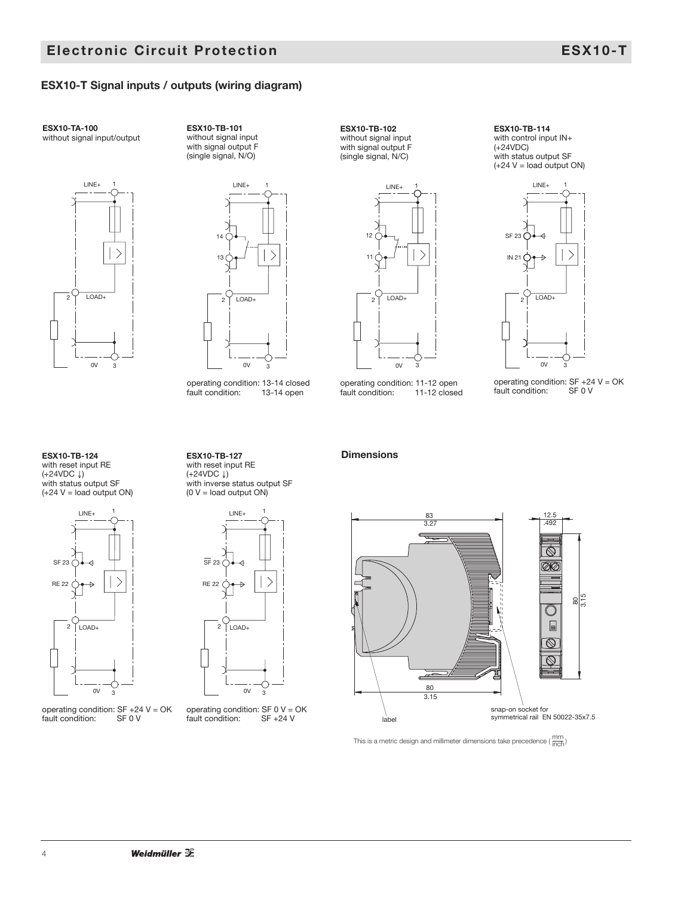## ESX10-T Signal inputs / outputs (wiring diagram)

**ESX10-TA-100**
without signal input/output

**ESX10-TB-101**
without signal input
with signal output F
(single signal, N/O)

operating condition: 13-14 closed
fault condition: 13-14 open

**ESX10-TB-102**
without signal input
with signal output F
(single signal, N/C)

operating condition: 11-12 open
fault condition: 11-12 closed

**ESX10-TB-114**
with control input IN+
(+24VDC)
with status output SF
(+24 V = load output ON)

operating condition: SF +24 V = OK
fault condition: SF 0 V

**ESX10-TB-124**
with reset input RE
(+24VDC ↓)
with status output SF
(+24 V = load output ON)

operating condition: SF +24 V = OK
fault condition: SF 0 V

**ESX10-TB-127**
with reset input RE
(+24VDC ↓)
with inverse status output SF
(0 V = load output ON)

operating condition: SF 0 V = OK
fault condition: SF +24 V

### Dimensions

83 / 3.27; 12.5 / .492; 80 / 3.15; 80 / 3.15

label

snap-on socket for symmetrical rail EN 50022-35x7.5

This is a metric design and millimeter dimensions take precedence ( mm / inch )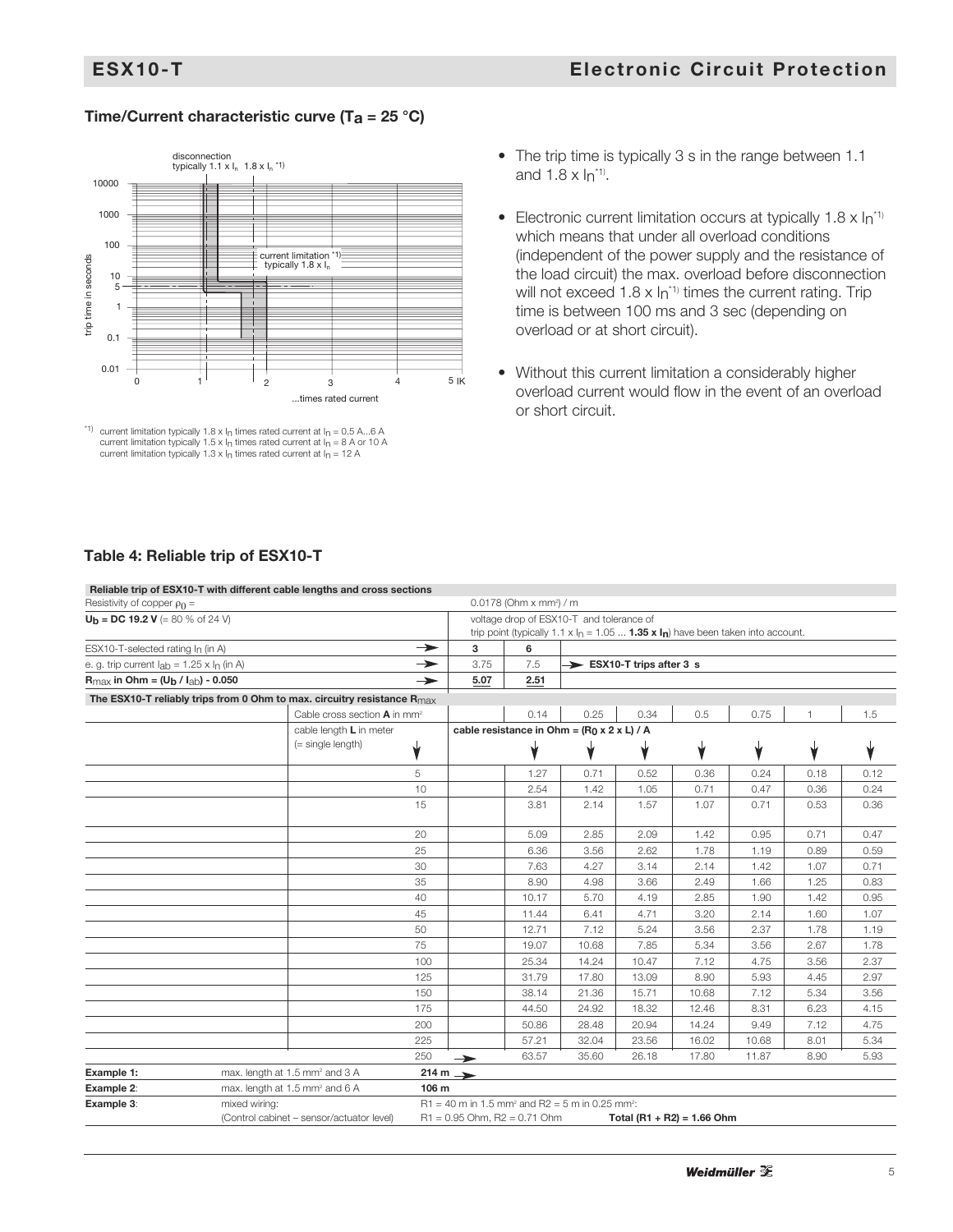## Time/Current characteristic curve ($T_a$ = 25 °C)

$^{*1)}$ current limitation typically 1.8 x $I_n$ times rated current at $I_n$ = 0.5 A...6 A
current limitation typically 1.5 x $I_n$ times rated current at $I_n$ = 8 A or 10 A
current limitation typically 1.3 x $I_n$ times rated current at $I_n$ = 12 A

- The trip time is typically 3 s in the range between 1.1 and 1.8 x $I_n$[*1)].
- Electronic current limitation occurs at typically 1.8 x $I_n$[*1)] which means that under all overload conditions (independent of the power supply and the resistance of the load circuit) the max. overload before disconnection will not exceed 1.8 x $I_n$[*1)] times the current rating. Trip time is between 100 ms and 3 sec (depending on overload or at short circuit).
- Without this current limitation a considerably higher overload current would flow in the event of an overload or short circuit.

## Table 4: Reliable trip of ESX10-T

| Reliable trip of ESX10-T with different cable lengths and cross sections | | | | | | | | | | |
|---|---|---|---|---|---|---|---|---|---|---|
| Resistivity of copper $\rho_0$ = | | 0.0178 (Ohm x mm²) / m | | | | | | | | |
| $U_b$ = DC 19.2 V (= 80 % of 24 V) | | voltage drop of ESX10-T and tolerance of trip point (typically 1.1 x $I_n$ = 1.05 ... **1.35 x $I_n$**) have been taken into account. | | | | | | | | |
| ESX10-T-selected rating $I_n$ (in A) | → | 3 | 6 | | | | | | | |
| e. g. trip current $I_{ab}$ = 1.25 x $I_n$ (in A) | → | 3.75 | 7.5 | → ESX10-T trips after 3 s | | | | | | |
| $R_{max}$ in Ohm = ($U_b$ / $I_{ab}$) - 0.050 | → | 5.07 | 2.51 | | | | | | | |
| **The ESX10-T reliably trips from 0 Ohm to max. circuitry resistance $R_{max}$** | | | | | | | | | | |
| Cable cross section **A** in mm² | | | 0.14 | 0.25 | 0.34 | 0.5 | 0.75 | 1 | 1.5 | |
| cable length **L** in meter (= single length) | | cable resistance in Ohm = ($R_0$ x 2 x L) / A | | | | | | | | |
| 5 | | | 1.27 | 0.71 | 0.52 | 0.36 | 0.24 | 0.18 | 0.12 | |
| 10 | | | 2.54 | 1.42 | 1.05 | 0.71 | 0.47 | 0.36 | 0.24 | |
| 15 | | | 3.81 | 2.14 | 1.57 | 1.07 | 0.71 | 0.53 | 0.36 | |
| 20 | | | 5.09 | 2.85 | 2.09 | 1.42 | 0.95 | 0.71 | 0.47 | |
| 25 | | | 6.36 | 3.56 | 2.62 | 1.78 | 1.19 | 0.89 | 0.59 | |
| 30 | | | 7.63 | 4.27 | 3.14 | 2.14 | 1.42 | 1.07 | 0.71 | |
| 35 | | | 8.90 | 4.98 | 3.66 | 2.49 | 1.66 | 1.25 | 0.83 | |
| 40 | | | 10.17 | 5.70 | 4.19 | 2.85 | 1.90 | 1.42 | 0.95 | |
| 45 | | | 11.44 | 6.41 | 4.71 | 3.20 | 2.14 | 1.60 | 1.07 | |
| 50 | | | 12.71 | 7.12 | 5.24 | 3.56 | 2.37 | 1.78 | 1.19 | |
| 75 | | | 19.07 | 10.68 | 7.85 | 5.34 | 3.56 | 2.67 | 1.78 | |
| 100 | | | 25.34 | 14.24 | 10.47 | 7.12 | 4.75 | 3.56 | 2.37 | |
| 125 | | | 31.79 | 17.80 | 13.09 | 8.90 | 5.93 | 4.45 | 2.97 | |
| 150 | | | 38.14 | 21.36 | 15.71 | 10.68 | 7.12 | 5.34 | 3.56 | |
| 175 | | | 44.50 | 24.92 | 18.32 | 12.46 | 8.31 | 6.23 | 4.15 | |
| 200 | | | 50.86 | 28.48 | 20.94 | 14.24 | 9.49 | 7.12 | 4.75 | |
| 225 | | | 57.21 | 32.04 | 23.56 | 16.02 | 10.68 | 8.01 | 5.34 | |
| 250 | | → | 63.57 | 35.60 | 26.18 | 17.80 | 11.87 | 8.90 | 5.93 | |
| **Example 1:** | max. length at 1.5 mm² and 3 A | **214 m** → | | | | | | | | |
| **Example 2:** | max. length at 1.5 mm² and 6 A | **106 m** | | | | | | | | |
| **Example 3:** | mixed wiring: (Control cabinet – sensor/actuator level) | R1 = 40 m in 1.5 mm² and R2 = 5 m in 0.25 mm²: R1 = 0.95 Ohm, R2 = 0.71 Ohm | | | **Total (R1 + R2) = 1.66 Ohm** | | | | | |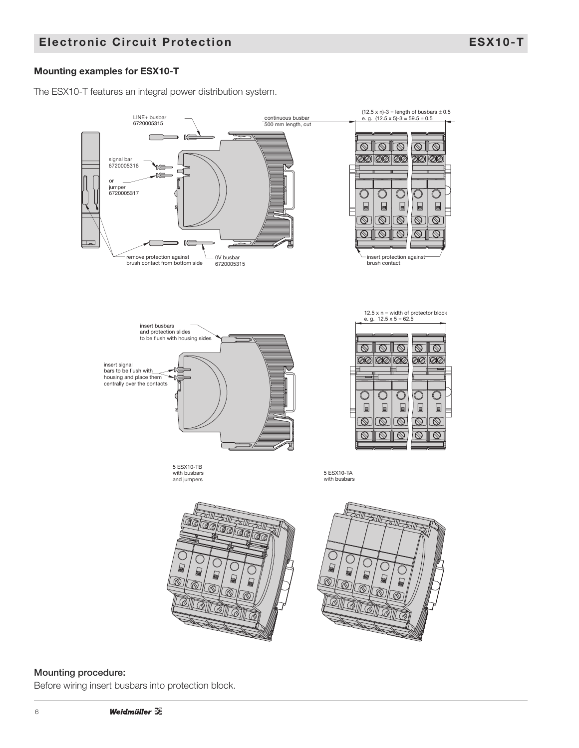## Mounting examples for ESX10-T

The ESX10-T features an integral power distribution system.

LINE+ busbar
6720005315

continuous busbar
500 mm length, cut

(12.5 x n)-3 = length of busbars ± 0.5
e. g. (12.5 x 5)-3 = 59.5 ± 0.5

signal bar
6720005316

or
jumper
6720005317

remove protection against brush contact from bottom side

0V busbar
6720005315

insert protection against brush contact

12.5 x n = width of protector block
e. g. 12.5 x 5 = 62.5

insert busbars and protection slides to be flush with housing sides

insert signal bars to be flush with housing and place them centrally over the contacts

5 ESX10-TB
with busbars
and jumpers

5 ESX10-TA
with busbars

### Mounting procedure:

Before wiring insert busbars into protection block.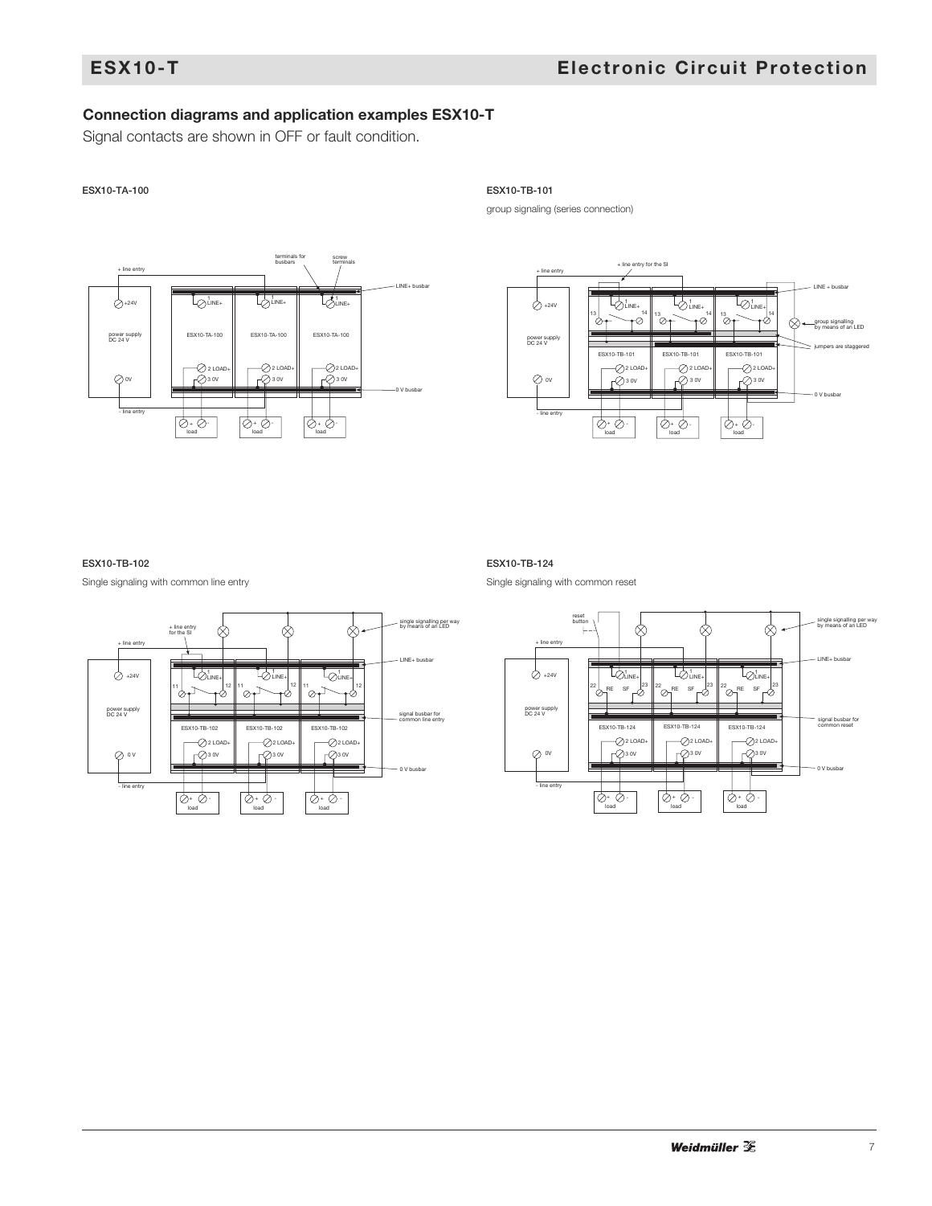## Connection diagrams and application examples ESX10-T

Signal contacts are shown in OFF or fault condition.

**ESX10-TA-100**

+ line entry
terminals for busbars
screw terminals
LINE+ busbar
+24V
power supply DC 24 V
0V
1 LINE+
ESX10-TA-100
2 LOAD+
3 0V
0 V busbar
- line entry
load

**ESX10-TB-101**

group signaling (series connection)

+ line entry
+ line entry for the SI
LINE + busbar
+24V
power supply DC 24 V
0V
13
14
1 LINE+
group signalling by means of an LED
jumpers are staggered
ESX10-TB-101
2 LOAD+
3 0V
0 V busbar
- line entry
load

**ESX10-TB-102**

Single signaling with common line entry

+ line entry
+ line entry for the SI
single signalling per way by means of an LED
LINE+ busbar
+24V
power supply DC 24 V
0 V
11
12
1 LINE+
signal busbar for common line entry
ESX10-TB-102
2 LOAD+
3 0V
0 V busbar
- line entry
load

**ESX10-TB-124**

Single signaling with common reset

reset button
+ line entry
single signalling per way by means of an LED
LINE+ busbar
+24V
power supply DC 24 V
0V
22
RE
SF
23
1 LINE+
signal busbar for common reset
ESX10-TB-124
2 LOAD+
3 0V
0 V busbar
- line entry
load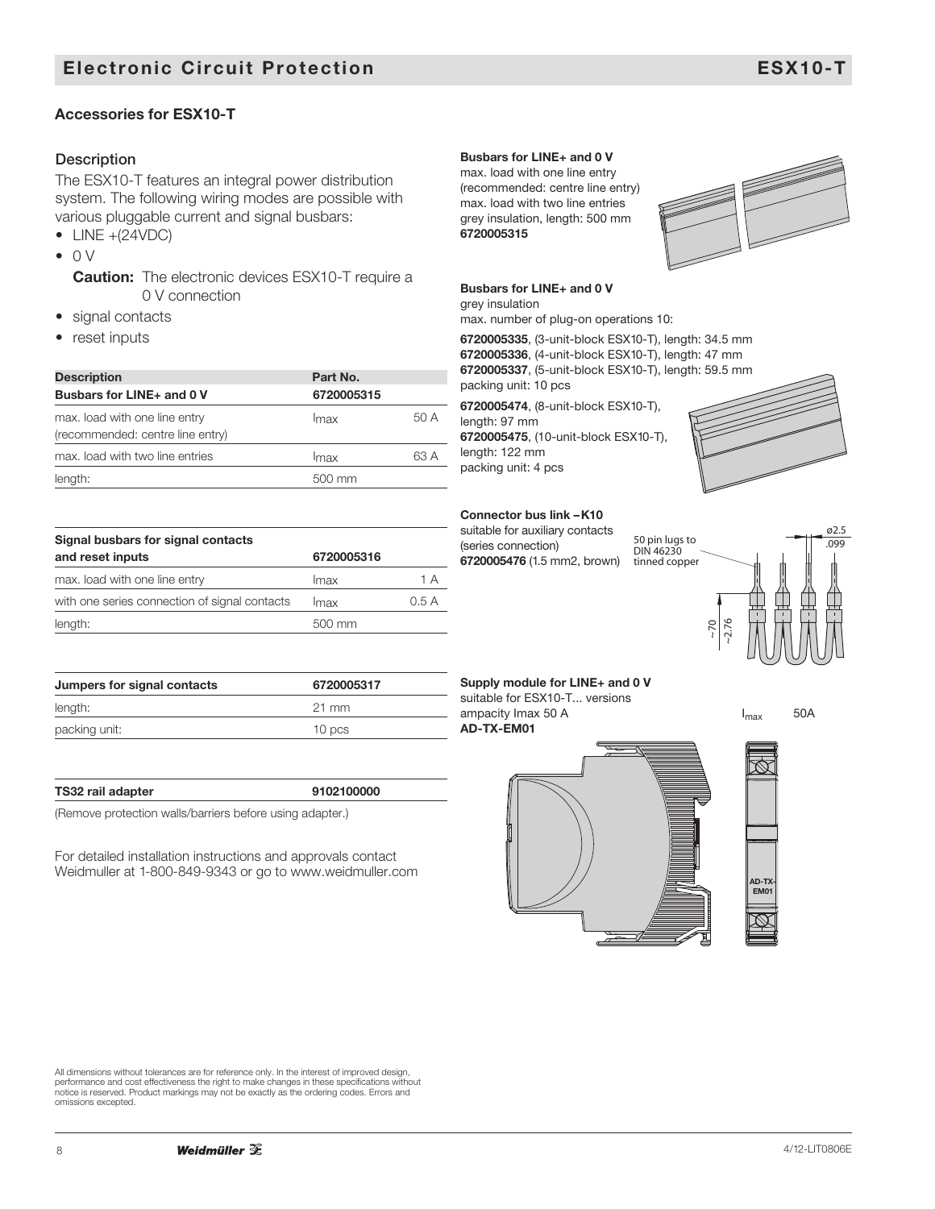## Accessories for ESX10-T

### Description

The ESX10-T features an integral power distribution system. The following wiring modes are possible with various pluggable current and signal busbars:

- LINE +(24VDC)
- 0 V

  **Caution:** The electronic devices ESX10-T require a 0 V connection
- signal contacts
- reset inputs

| Description | Part No. | |
|---|---|---|
| **Busbars for LINE+ and 0 V** | **6720005315** | |
| max. load with one line entry (recommended: centre line entry) | Imax | 50 A |
| max. load with two line entries | Imax | 63 A |
| length: | 500 mm | |

| **Signal busbars for signal contacts and reset inputs** | **6720005316** | |
|---|---|---|
| max. load with one line entry | Imax | 1 A |
| with one series connection of signal contacts | Imax | 0.5 A |
| length: | 500 mm | |

| **Jumpers for signal contacts** | **6720005317** |
|---|---|
| length: | 21 mm |
| packing unit: | 10 pcs |

| **TS32 rail adapter** | **9102100000** |
|---|---|

(Remove protection walls/barriers before using adapter.)

For detailed installation instructions and approvals contact Weidmuller at 1-800-849-9343 or go to www.weidmuller.com

**Busbars for LINE+ and 0 V**
max. load with one line entry (recommended: centre line entry)
max. load with two line entries
grey insulation, length: 500 mm
**6720005315**

**Busbars for LINE+ and 0 V**
grey insulation
max. number of plug-on operations 10:

**6720005335**, (3-unit-block ESX10-T), length: 34.5 mm
**6720005336**, (4-unit-block ESX10-T), length: 47 mm
**6720005337**, (5-unit-block ESX10-T), length: 59.5 mm
packing unit: 10 pcs

**6720005474**, (8-unit-block ESX10-T), length: 97 mm
**6720005475**, (10-unit-block ESX10-T), length: 122 mm
packing unit: 4 pcs

**Connector bus link –K10**
suitable for auxiliary contacts (series connection)
**6720005476** (1.5 mm2, brown)

50 pin lugs to DIN 46230 tinned copper
ø2.5
.099
~70
~2.76

**Supply module for LINE+ and 0 V**
suitable for ESX10-T... versions
ampacity Imax 50 A
**AD-TX-EM01**

$I_{max}$ 50A

AD-TX-EM01

All dimensions without tolerances are for reference only. In the interest of improved design, performance and cost effectiveness the right to make changes in these specifications without notice is reserved. Product markings may not be exactly as the ordering codes. Errors and omissions excepted.